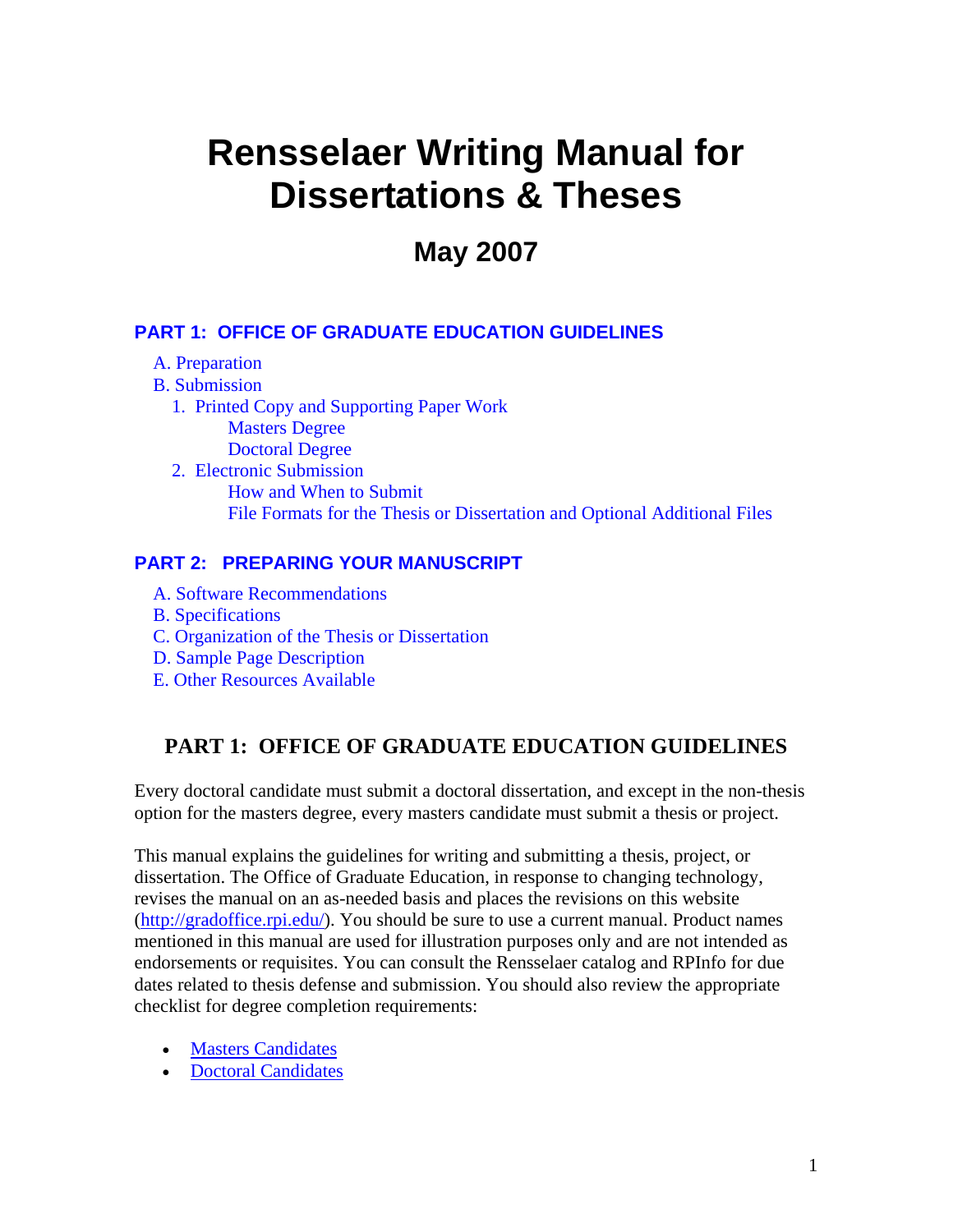# Rensselaer Writing Manual for Dissertations & Theses

## May 2007

**PART 1: OFFICE OF GRADUATE EDUCATION GUIDELINES**

- A. Preparation
- B. Submission
  - 1. Printed Copy and Supporting Paper Work
    - Masters Degree
    - Doctoral Degree
  - 2. Electronic Submission
    - How and When to Submit
    - File Formats for the Thesis or Dissertation and Optional Additional Files

**PART 2: PREPARING YOUR MANUSCRIPT**

- A. Software Recommendations
- B. Specifications
- C. Organization of the Thesis or Dissertation
- D. Sample Page Description
- E. Other Resources Available

## PART 1: OFFICE OF GRADUATE EDUCATION GUIDELINES

Every doctoral candidate must submit a doctoral dissertation, and except in the non-thesis option for the masters degree, every masters candidate must submit a thesis or project.

This manual explains the guidelines for writing and submitting a thesis, project, or dissertation. The Office of Graduate Education, in response to changing technology, revises the manual on an as-needed basis and places the revisions on this website (http://gradoffice.rpi.edu/). You should be sure to use a current manual. Product names mentioned in this manual are used for illustration purposes only and are not intended as endorsements or requisites. You can consult the Rensselaer catalog and RPInfo for due dates related to thesis defense and submission. You should also review the appropriate checklist for degree completion requirements:

- Masters Candidates
- Doctoral Candidates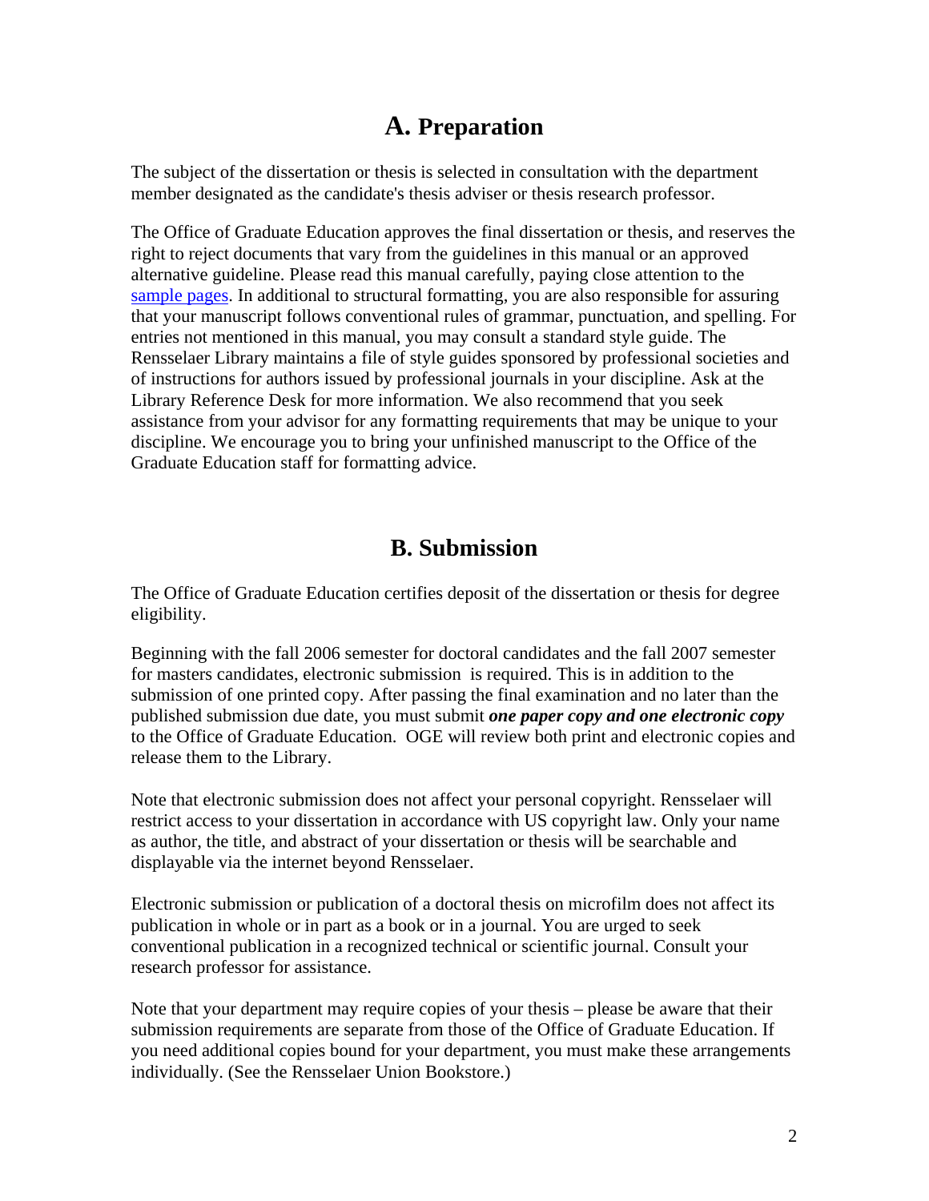## A. Preparation

The subject of the dissertation or thesis is selected in consultation with the department member designated as the candidate's thesis adviser or thesis research professor.

The Office of Graduate Education approves the final dissertation or thesis, and reserves the right to reject documents that vary from the guidelines in this manual or an approved alternative guideline. Please read this manual carefully, paying close attention to the sample pages. In additional to structural formatting, you are also responsible for assuring that your manuscript follows conventional rules of grammar, punctuation, and spelling. For entries not mentioned in this manual, you may consult a standard style guide. The Rensselaer Library maintains a file of style guides sponsored by professional societies and of instructions for authors issued by professional journals in your discipline. Ask at the Library Reference Desk for more information. We also recommend that you seek assistance from your advisor for any formatting requirements that may be unique to your discipline. We encourage you to bring your unfinished manuscript to the Office of the Graduate Education staff for formatting advice.

## B. Submission

The Office of Graduate Education certifies deposit of the dissertation or thesis for degree eligibility.

Beginning with the fall 2006 semester for doctoral candidates and the fall 2007 semester for masters candidates, electronic submission is required. This is in addition to the submission of one printed copy. After passing the final examination and no later than the published submission due date, you must submit ***one paper copy and one electronic copy*** to the Office of Graduate Education. OGE will review both print and electronic copies and release them to the Library.

Note that electronic submission does not affect your personal copyright. Rensselaer will restrict access to your dissertation in accordance with US copyright law. Only your name as author, the title, and abstract of your dissertation or thesis will be searchable and displayable via the internet beyond Rensselaer.

Electronic submission or publication of a doctoral thesis on microfilm does not affect its publication in whole or in part as a book or in a journal. You are urged to seek conventional publication in a recognized technical or scientific journal. Consult your research professor for assistance.

Note that your department may require copies of your thesis – please be aware that their submission requirements are separate from those of the Office of Graduate Education. If you need additional copies bound for your department, you must make these arrangements individually. (See the Rensselaer Union Bookstore.)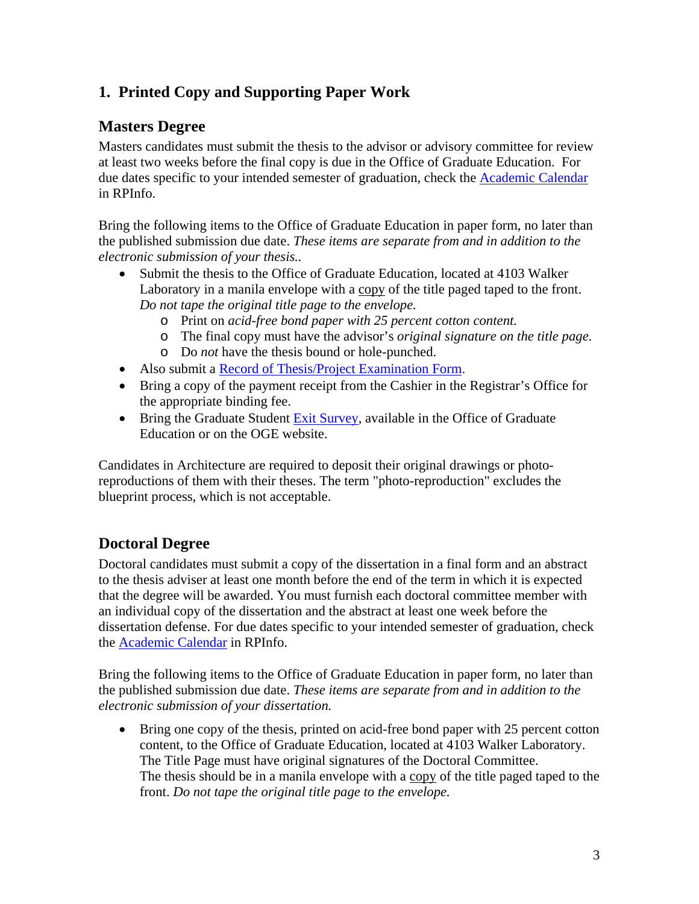## 1. Printed Copy and Supporting Paper Work

### Masters Degree

Masters candidates must submit the thesis to the advisor or advisory committee for review at least two weeks before the final copy is due in the Office of Graduate Education. For due dates specific to your intended semester of graduation, check the Academic Calendar in RPInfo.

Bring the following items to the Office of Graduate Education in paper form, no later than the published submission due date. *These items are separate from and in addition to the electronic submission of your thesis..*

- Submit the thesis to the Office of Graduate Education, located at 4103 Walker Laboratory in a manila envelope with a copy of the title paged taped to the front. *Do not tape the original title page to the envelope.*
  - Print on *acid-free bond paper with 25 percent cotton content.*
  - The final copy must have the advisor's *original signature on the title page.*
  - Do *not* have the thesis bound or hole-punched.
- Also submit a Record of Thesis/Project Examination Form.
- Bring a copy of the payment receipt from the Cashier in the Registrar's Office for the appropriate binding fee.
- Bring the Graduate Student Exit Survey, available in the Office of Graduate Education or on the OGE website.

Candidates in Architecture are required to deposit their original drawings or photo-reproductions of them with their theses. The term "photo-reproduction" excludes the blueprint process, which is not acceptable.

### Doctoral Degree

Doctoral candidates must submit a copy of the dissertation in a final form and an abstract to the thesis adviser at least one month before the end of the term in which it is expected that the degree will be awarded. You must furnish each doctoral committee member with an individual copy of the dissertation and the abstract at least one week before the dissertation defense. For due dates specific to your intended semester of graduation, check the Academic Calendar in RPInfo.

Bring the following items to the Office of Graduate Education in paper form, no later than the published submission due date. *These items are separate from and in addition to the electronic submission of your dissertation.*

- Bring one copy of the thesis, printed on acid-free bond paper with 25 percent cotton content, to the Office of Graduate Education, located at 4103 Walker Laboratory. The Title Page must have original signatures of the Doctoral Committee. The thesis should be in a manila envelope with a copy of the title paged taped to the front. *Do not tape the original title page to the envelope.*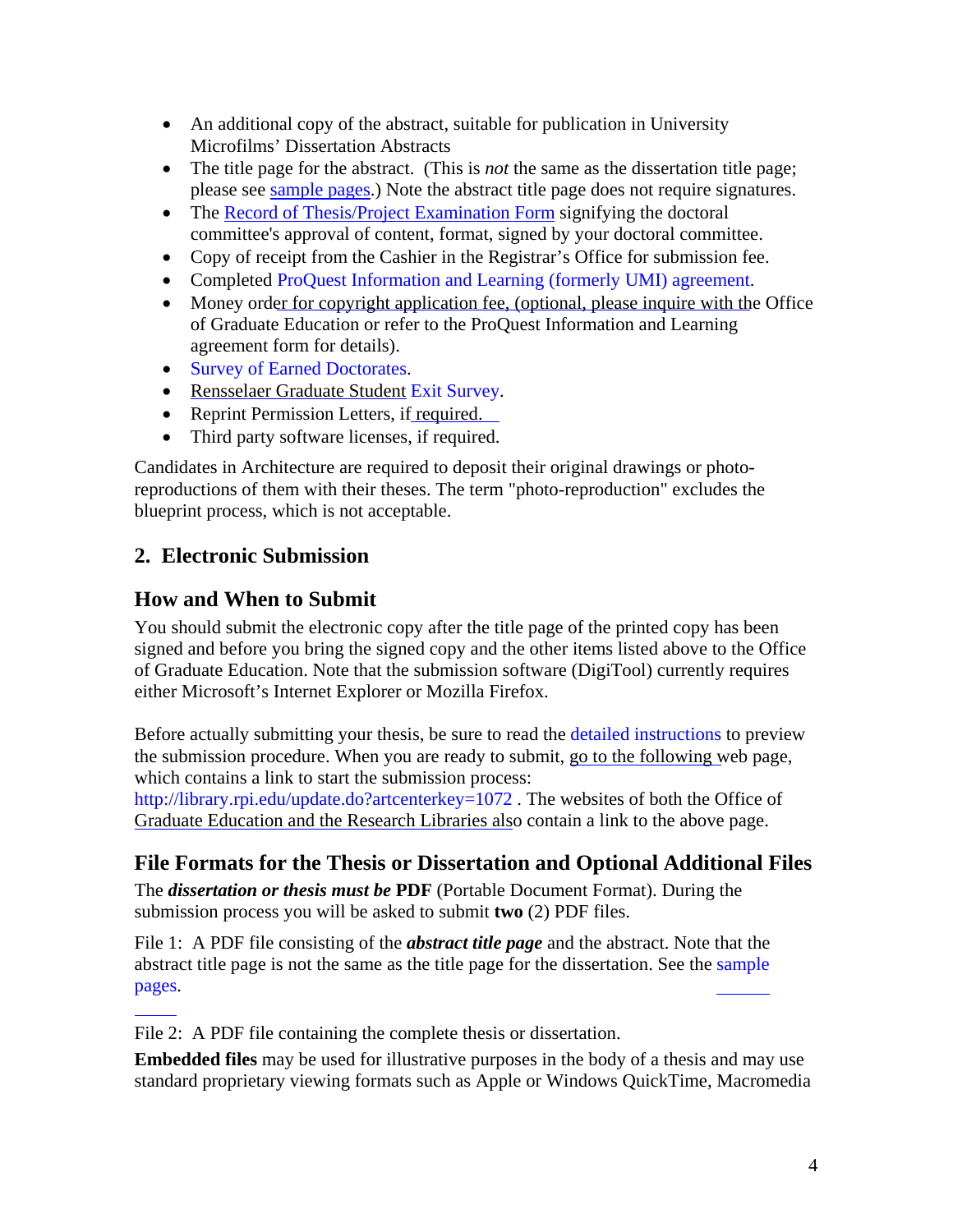- An additional copy of the abstract, suitable for publication in University Microfilms' Dissertation Abstracts
- The title page for the abstract. (This is *not* the same as the dissertation title page; please see sample pages.) Note the abstract title page does not require signatures.
- The Record of Thesis/Project Examination Form signifying the doctoral committee's approval of content, format, signed by your doctoral committee.
- Copy of receipt from the Cashier in the Registrar's Office for submission fee.
- Completed ProQuest Information and Learning (formerly UMI) agreement.
- Money order for copyright application fee, (optional, please inquire with the Office of Graduate Education or refer to the ProQuest Information and Learning agreement form for details).
- Survey of Earned Doctorates.
- Rensselaer Graduate Student Exit Survey.
- Reprint Permission Letters, if required.
- Third party software licenses, if required.

Candidates in Architecture are required to deposit their original drawings or photo-reproductions of them with their theses. The term "photo-reproduction" excludes the blueprint process, which is not acceptable.

## 2. Electronic Submission

### How and When to Submit

You should submit the electronic copy after the title page of the printed copy has been signed and before you bring the signed copy and the other items listed above to the Office of Graduate Education. Note that the submission software (DigiTool) currently requires either Microsoft's Internet Explorer or Mozilla Firefox.

Before actually submitting your thesis, be sure to read the detailed instructions to preview the submission procedure. When you are ready to submit, go to the following web page, which contains a link to start the submission process: http://library.rpi.edu/update.do?artcenterkey=1072 . The websites of both the Office of Graduate Education and the Research Libraries also contain a link to the above page.

### File Formats for the Thesis or Dissertation and Optional Additional Files

The ***dissertation or thesis must be*** **PDF** (Portable Document Format). During the submission process you will be asked to submit **two** (2) PDF files.

File 1: A PDF file consisting of the ***abstract title page*** and the abstract. Note that the abstract title page is not the same as the title page for the dissertation. See the sample pages.

File 2: A PDF file containing the complete thesis or dissertation.

**Embedded files** may be used for illustrative purposes in the body of a thesis and may use standard proprietary viewing formats such as Apple or Windows QuickTime, Macromedia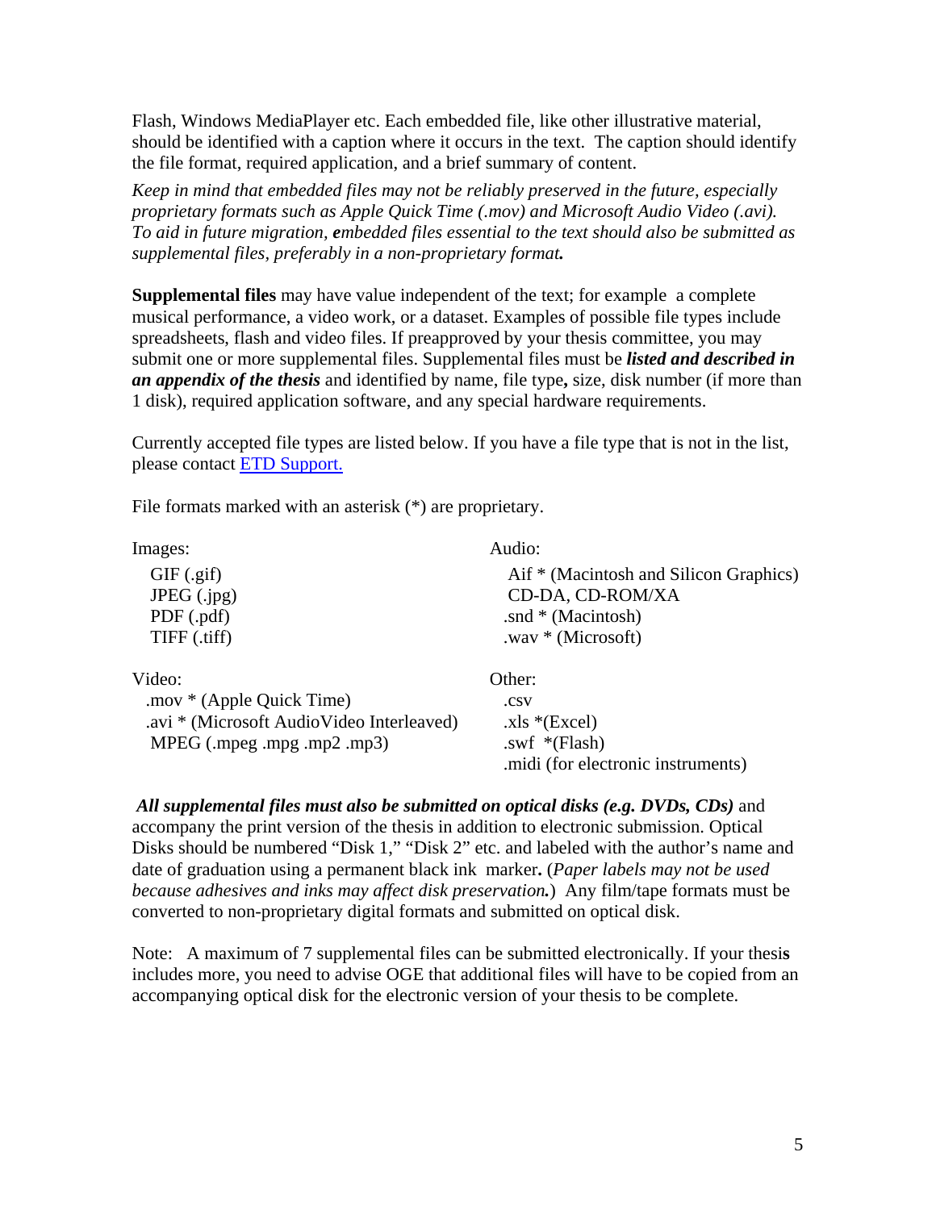Flash, Windows MediaPlayer etc. Each embedded file, like other illustrative material, should be identified with a caption where it occurs in the text. The caption should identify the file format, required application, and a brief summary of content.

*Keep in mind that embedded files may not be reliably preserved in the future, especially proprietary formats such as Apple Quick Time (.mov) and Microsoft Audio Video (.avi). To aid in future migration,* ***e****mbedded files essential to the text should also be submitted as supplemental files, preferably in a non-proprietary format****.***

**Supplemental files** may have value independent of the text; for example a complete musical performance, a video work, or a dataset. Examples of possible file types include spreadsheets, flash and video files. If preapproved by your thesis committee, you may submit one or more supplemental files. Supplemental files must be ***listed and described in an appendix of the thesis*** and identified by name, file type**,** size, disk number (if more than 1 disk), required application software, and any special hardware requirements.

Currently accepted file types are listed below. If you have a file type that is not in the list, please contact [ETD Support.](#)

File formats marked with an asterisk (*) are proprietary.

Images:
- GIF (.gif)
- JPEG (.jpg)
- PDF (.pdf)
- TIFF (.tiff)

Audio:
- Aif * (Macintosh and Silicon Graphics)
- CD-DA, CD-ROM/XA
- .snd * (Macintosh)
- .wav * (Microsoft)

Video:
- .mov * (Apple Quick Time)
- .avi * (Microsoft AudioVideo Interleaved)
- MPEG (.mpeg .mpg .mp2 .mp3)

Other:
- .csv
- .xls *(Excel)
- .swf *(Flash)
- .midi (for electronic instruments)

***All supplemental files must also be submitted on optical disks (e.g. DVDs, CDs)*** and accompany the print version of the thesis in addition to electronic submission. Optical Disks should be numbered "Disk 1," "Disk 2" etc. and labeled with the author's name and date of graduation using a permanent black ink marker**.** (*Paper labels may not be used because adhesives and inks may affect disk preservation****.***) Any film/tape formats must be converted to non-proprietary digital formats and submitted on optical disk.

Note: A maximum of 7 supplemental files can be submitted electronically. If your thesis includes more, you need to advise OGE that additional files will have to be copied from an accompanying optical disk for the electronic version of your thesis to be complete.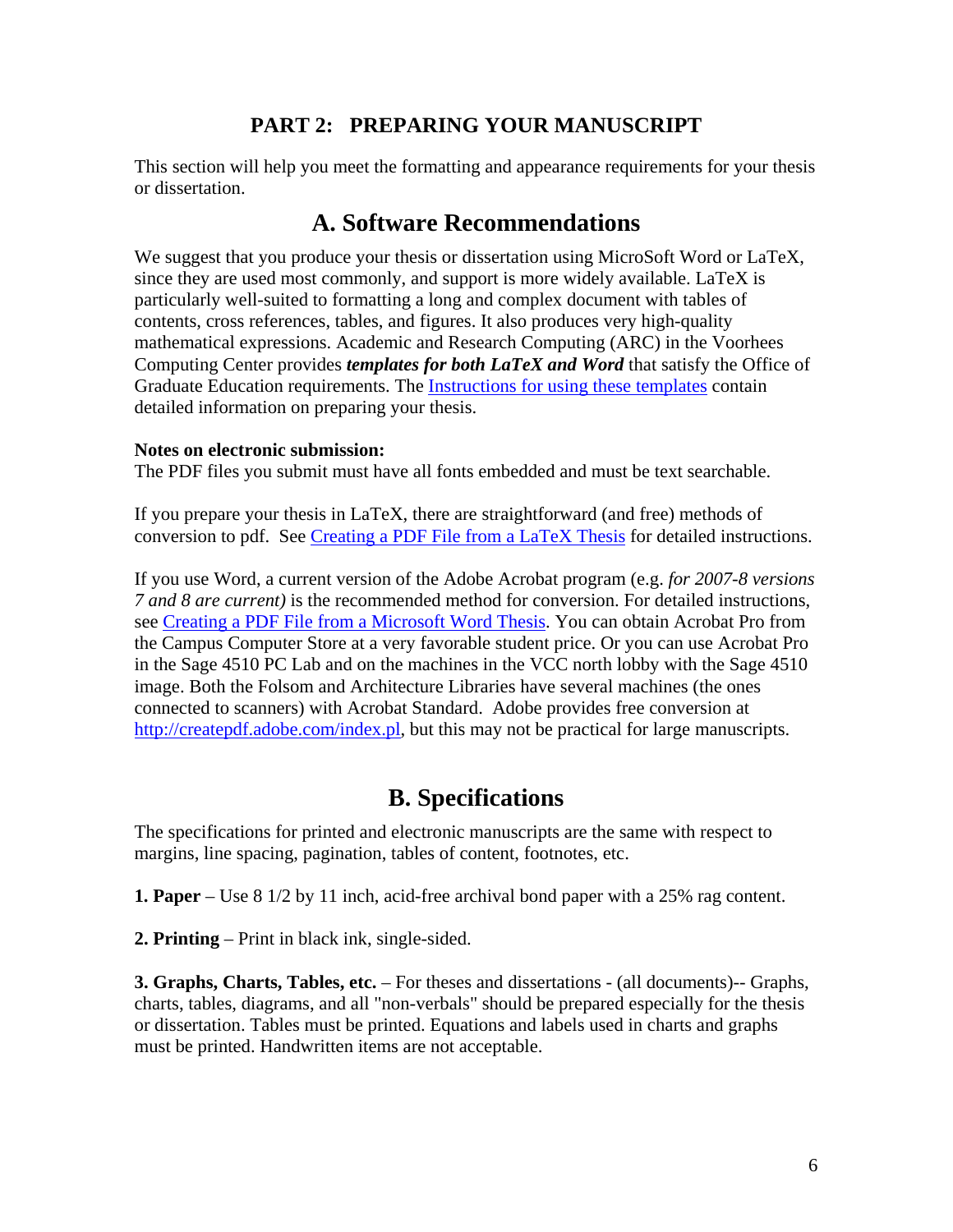# PART 2: PREPARING YOUR MANUSCRIPT

This section will help you meet the formatting and appearance requirements for your thesis or dissertation.

## A. Software Recommendations

We suggest that you produce your thesis or dissertation using MicroSoft Word or LaTeX, since they are used most commonly, and support is more widely available. LaTeX is particularly well-suited to formatting a long and complex document with tables of contents, cross references, tables, and figures. It also produces very high-quality mathematical expressions. Academic and Research Computing (ARC) in the Voorhees Computing Center provides ***templates for both LaTeX and Word*** that satisfy the Office of Graduate Education requirements. The Instructions for using these templates contain detailed information on preparing your thesis.

**Notes on electronic submission:**
The PDF files you submit must have all fonts embedded and must be text searchable.

If you prepare your thesis in LaTeX, there are straightforward (and free) methods of conversion to pdf. See Creating a PDF File from a LaTeX Thesis for detailed instructions.

If you use Word, a current version of the Adobe Acrobat program (e.g. *for 2007-8 versions 7 and 8 are current)* is the recommended method for conversion. For detailed instructions, see Creating a PDF File from a Microsoft Word Thesis. You can obtain Acrobat Pro from the Campus Computer Store at a very favorable student price. Or you can use Acrobat Pro in the Sage 4510 PC Lab and on the machines in the VCC north lobby with the Sage 4510 image. Both the Folsom and Architecture Libraries have several machines (the ones connected to scanners) with Acrobat Standard. Adobe provides free conversion at http://createpdf.adobe.com/index.pl, but this may not be practical for large manuscripts.

## B. Specifications

The specifications for printed and electronic manuscripts are the same with respect to margins, line spacing, pagination, tables of content, footnotes, etc.

**1. Paper** – Use 8 1/2 by 11 inch, acid-free archival bond paper with a 25% rag content.

**2. Printing** – Print in black ink, single-sided.

**3. Graphs, Charts, Tables, etc.** – For theses and dissertations - (all documents)-- Graphs, charts, tables, diagrams, and all "non-verbals" should be prepared especially for the thesis or dissertation. Tables must be printed. Equations and labels used in charts and graphs must be printed. Handwritten items are not acceptable.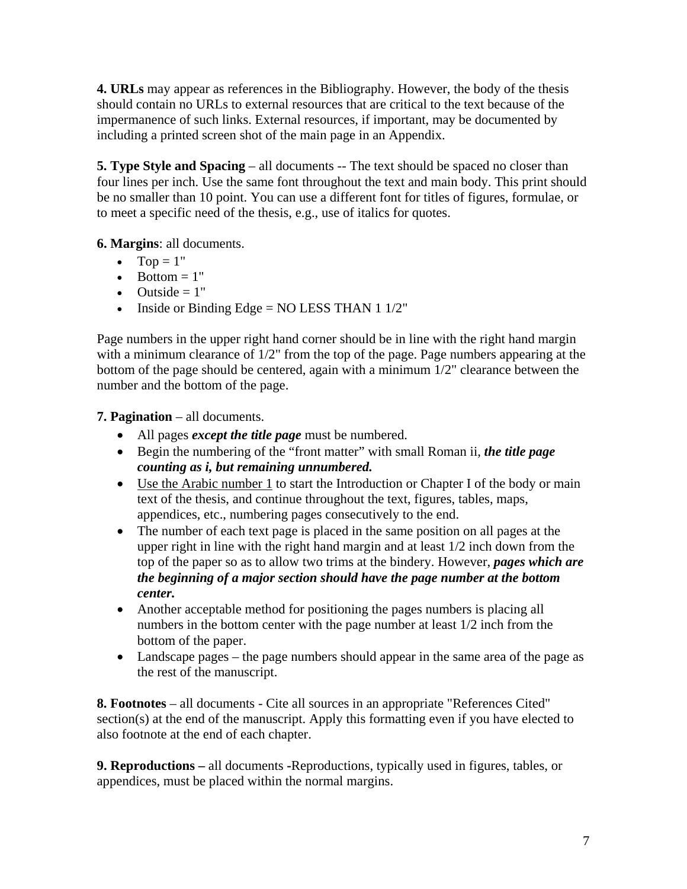**4. URLs** may appear as references in the Bibliography. However, the body of the thesis should contain no URLs to external resources that are critical to the text because of the impermanence of such links. External resources, if important, may be documented by including a printed screen shot of the main page in an Appendix.

**5. Type Style and Spacing** – all documents -- The text should be spaced no closer than four lines per inch. Use the same font throughout the text and main body. This print should be no smaller than 10 point. You can use a different font for titles of figures, formulae, or to meet a specific need of the thesis, e.g., use of italics for quotes.

**6. Margins**: all documents.

- Top = 1"
- Bottom = 1"
- Outside = 1"
- Inside or Binding Edge = NO LESS THAN 1 1/2"

Page numbers in the upper right hand corner should be in line with the right hand margin with a minimum clearance of 1/2" from the top of the page. Page numbers appearing at the bottom of the page should be centered, again with a minimum 1/2" clearance between the number and the bottom of the page.

**7. Pagination** – all documents.

- All pages ***except the title page*** must be numbered.
- Begin the numbering of the "front matter" with small Roman ii, ***the title page counting as i, but remaining unnumbered.***
- <u>Use the Arabic number 1</u> to start the Introduction or Chapter I of the body or main text of the thesis, and continue throughout the text, figures, tables, maps, appendices, etc., numbering pages consecutively to the end.
- The number of each text page is placed in the same position on all pages at the upper right in line with the right hand margin and at least 1/2 inch down from the top of the paper so as to allow two trims at the bindery. However, ***pages which are the beginning of a major section should have the page number at the bottom center.***
- Another acceptable method for positioning the pages numbers is placing all numbers in the bottom center with the page number at least 1/2 inch from the bottom of the paper.
- Landscape pages – the page numbers should appear in the same area of the page as the rest of the manuscript.

**8. Footnotes** – all documents - Cite all sources in an appropriate "References Cited" section(s) at the end of the manuscript. Apply this formatting even if you have elected to also footnote at the end of each chapter.

**9. Reproductions –** all documents -Reproductions, typically used in figures, tables, or appendices, must be placed within the normal margins.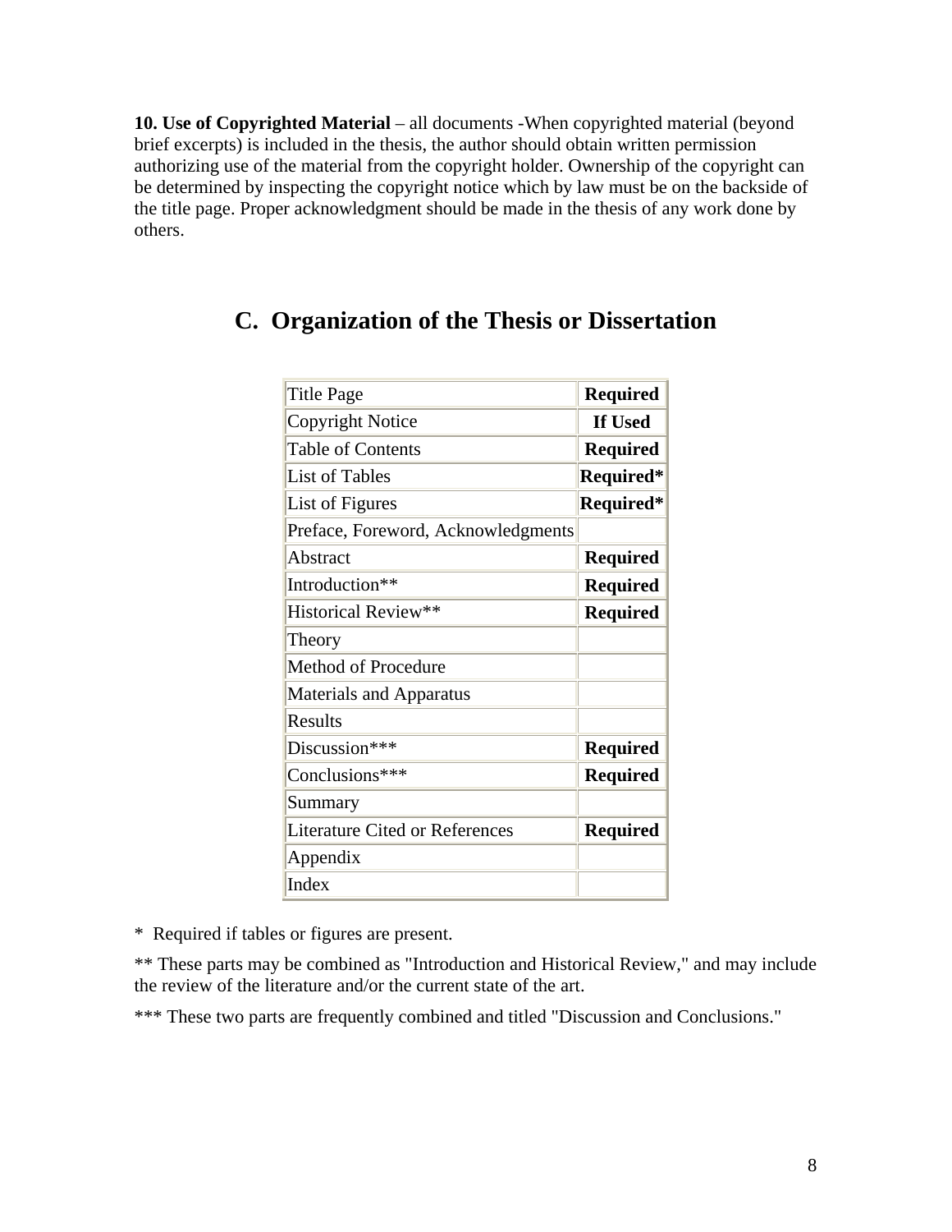**10. Use of Copyrighted Material** – all documents -When copyrighted material (beyond brief excerpts) is included in the thesis, the author should obtain written permission authorizing use of the material from the copyright holder. Ownership of the copyright can be determined by inspecting the copyright notice which by law must be on the backside of the title page. Proper acknowledgment should be made in the thesis of any work done by others.

## C. Organization of the Thesis or Dissertation

| | |
|---|---|
| Title Page | **Required** |
| Copyright Notice | **If Used** |
| Table of Contents | **Required** |
| List of Tables | **Required*** |
| List of Figures | **Required*** |
| Preface, Foreword, Acknowledgments | |
| Abstract | **Required** |
| Introduction** | **Required** |
| Historical Review** | **Required** |
| Theory | |
| Method of Procedure | |
| Materials and Apparatus | |
| Results | |
| Discussion*** | **Required** |
| Conclusions*** | **Required** |
| Summary | |
| Literature Cited or References | **Required** |
| Appendix | |
| Index | |

* Required if tables or figures are present.

** These parts may be combined as "Introduction and Historical Review," and may include the review of the literature and/or the current state of the art.

*** These two parts are frequently combined and titled "Discussion and Conclusions."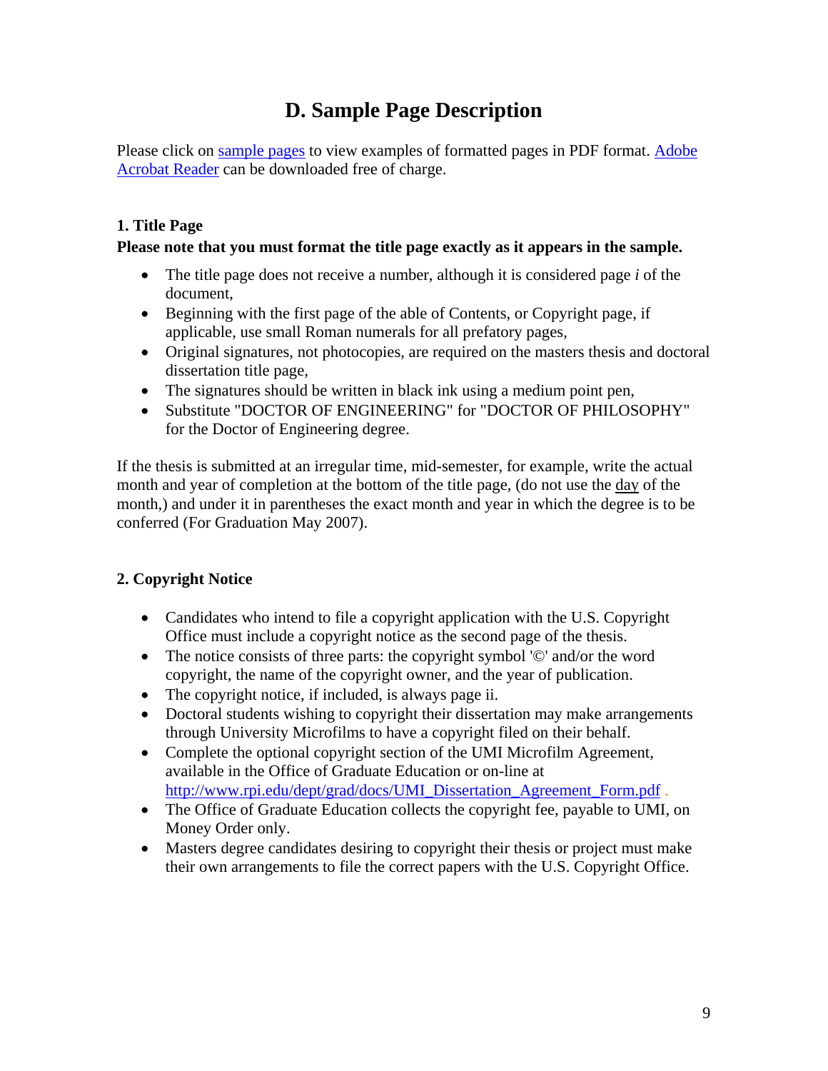# D. Sample Page Description

Please click on sample pages to view examples of formatted pages in PDF format. Adobe Acrobat Reader can be downloaded free of charge.

### 1. Title Page

**Please note that you must format the title page exactly as it appears in the sample.**

- The title page does not receive a number, although it is considered page *i* of the document,
- Beginning with the first page of the able of Contents, or Copyright page, if applicable, use small Roman numerals for all prefatory pages,
- Original signatures, not photocopies, are required on the masters thesis and doctoral dissertation title page,
- The signatures should be written in black ink using a medium point pen,
- Substitute "DOCTOR OF ENGINEERING" for "DOCTOR OF PHILOSOPHY" for the Doctor of Engineering degree.

If the thesis is submitted at an irregular time, mid-semester, for example, write the actual month and year of completion at the bottom of the title page, (do not use the day of the month,) and under it in parentheses the exact month and year in which the degree is to be conferred (For Graduation May 2007).

### 2. Copyright Notice

- Candidates who intend to file a copyright application with the U.S. Copyright Office must include a copyright notice as the second page of the thesis.
- The notice consists of three parts: the copyright symbol '©' and/or the word copyright, the name of the copyright owner, and the year of publication.
- The copyright notice, if included, is always page ii.
- Doctoral students wishing to copyright their dissertation may make arrangements through University Microfilms to have a copyright filed on their behalf.
- Complete the optional copyright section of the UMI Microfilm Agreement, available in the Office of Graduate Education or on-line at http://www.rpi.edu/dept/grad/docs/UMI_Dissertation_Agreement_Form.pdf .
- The Office of Graduate Education collects the copyright fee, payable to UMI, on Money Order only.
- Masters degree candidates desiring to copyright their thesis or project must make their own arrangements to file the correct papers with the U.S. Copyright Office.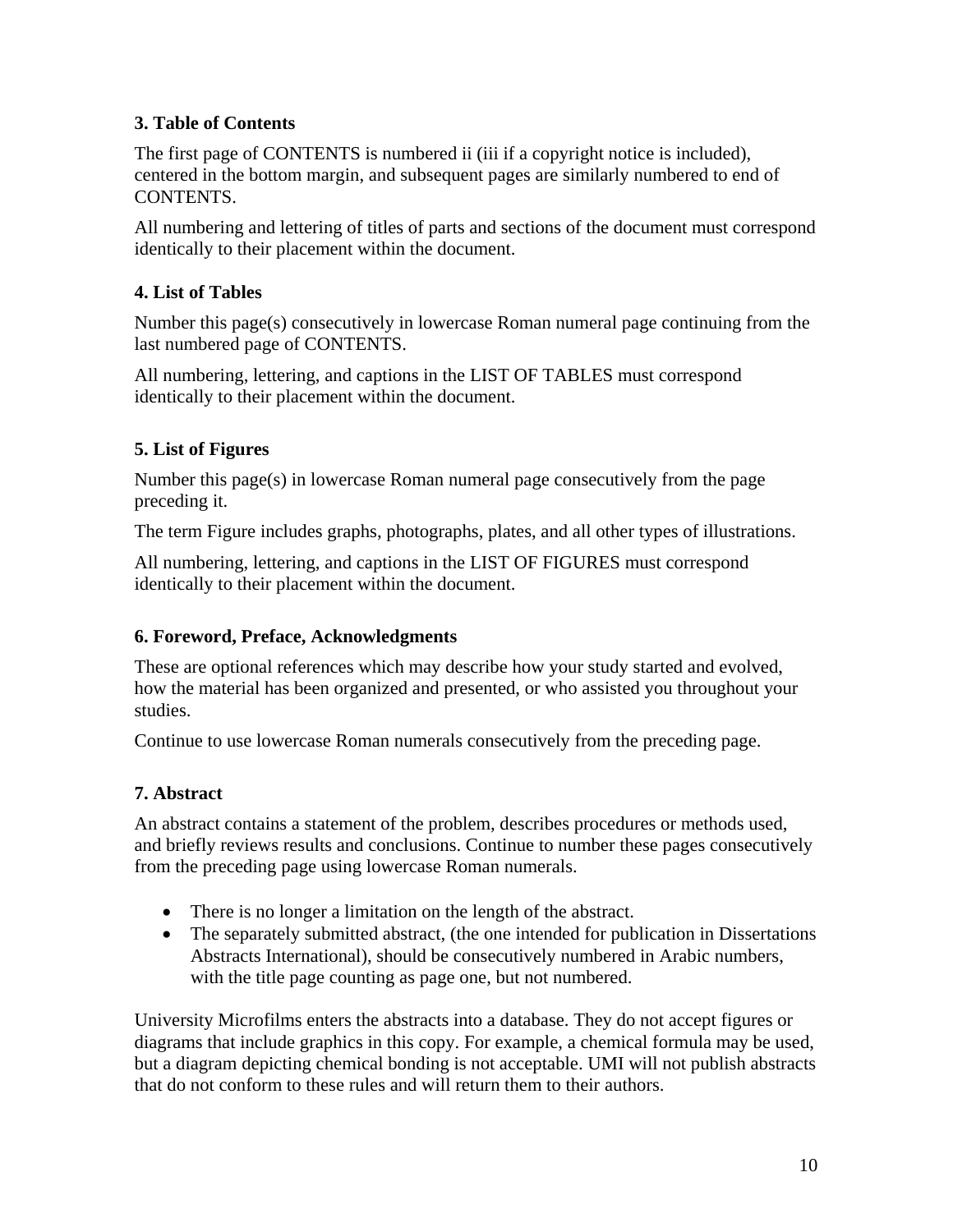### 3. Table of Contents

The first page of CONTENTS is numbered ii (iii if a copyright notice is included), centered in the bottom margin, and subsequent pages are similarly numbered to end of CONTENTS.

All numbering and lettering of titles of parts and sections of the document must correspond identically to their placement within the document.

### 4. List of Tables

Number this page(s) consecutively in lowercase Roman numeral page continuing from the last numbered page of CONTENTS.

All numbering, lettering, and captions in the LIST OF TABLES must correspond identically to their placement within the document.

### 5. List of Figures

Number this page(s) in lowercase Roman numeral page consecutively from the page preceding it.

The term Figure includes graphs, photographs, plates, and all other types of illustrations.

All numbering, lettering, and captions in the LIST OF FIGURES must correspond identically to their placement within the document.

### 6. Foreword, Preface, Acknowledgments

These are optional references which may describe how your study started and evolved, how the material has been organized and presented, or who assisted you throughout your studies.

Continue to use lowercase Roman numerals consecutively from the preceding page.

### 7. Abstract

An abstract contains a statement of the problem, describes procedures or methods used, and briefly reviews results and conclusions. Continue to number these pages consecutively from the preceding page using lowercase Roman numerals.

- There is no longer a limitation on the length of the abstract.
- The separately submitted abstract, (the one intended for publication in Dissertations Abstracts International), should be consecutively numbered in Arabic numbers, with the title page counting as page one, but not numbered.

University Microfilms enters the abstracts into a database. They do not accept figures or diagrams that include graphics in this copy. For example, a chemical formula may be used, but a diagram depicting chemical bonding is not acceptable. UMI will not publish abstracts that do not conform to these rules and will return them to their authors.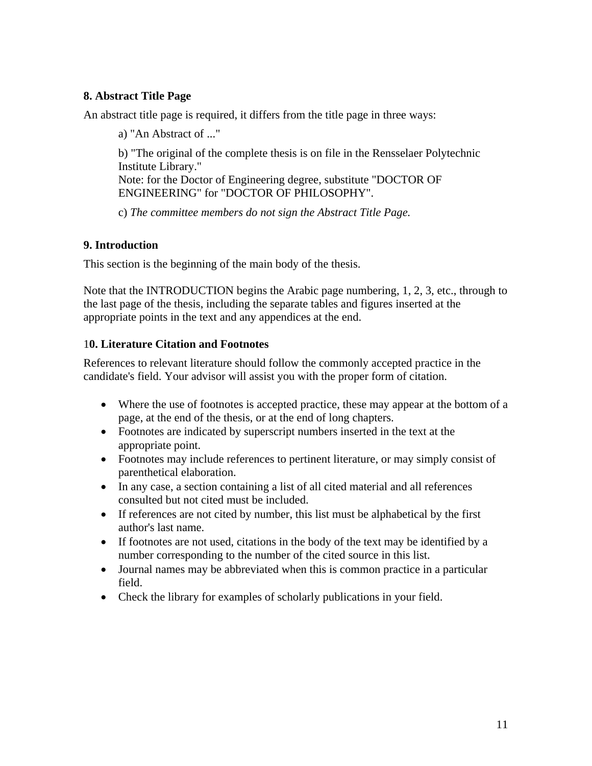**8. Abstract Title Page**

An abstract title page is required, it differs from the title page in three ways:

a) "An Abstract of ..."

b) "The original of the complete thesis is on file in the Rensselaer Polytechnic Institute Library."
Note: for the Doctor of Engineering degree, substitute "DOCTOR OF ENGINEERING" for "DOCTOR OF PHILOSOPHY".

c) *The committee members do not sign the Abstract Title Page.*

**9. Introduction**

This section is the beginning of the main body of the thesis.

Note that the INTRODUCTION begins the Arabic page numbering, 1, 2, 3, etc., through to the last page of the thesis, including the separate tables and figures inserted at the appropriate points in the text and any appendices at the end.

**10. Literature Citation and Footnotes**

References to relevant literature should follow the commonly accepted practice in the candidate's field. Your advisor will assist you with the proper form of citation.

- Where the use of footnotes is accepted practice, these may appear at the bottom of a page, at the end of the thesis, or at the end of long chapters.
- Footnotes are indicated by superscript numbers inserted in the text at the appropriate point.
- Footnotes may include references to pertinent literature, or may simply consist of parenthetical elaboration.
- In any case, a section containing a list of all cited material and all references consulted but not cited must be included.
- If references are not cited by number, this list must be alphabetical by the first author's last name.
- If footnotes are not used, citations in the body of the text may be identified by a number corresponding to the number of the cited source in this list.
- Journal names may be abbreviated when this is common practice in a particular field.
- Check the library for examples of scholarly publications in your field.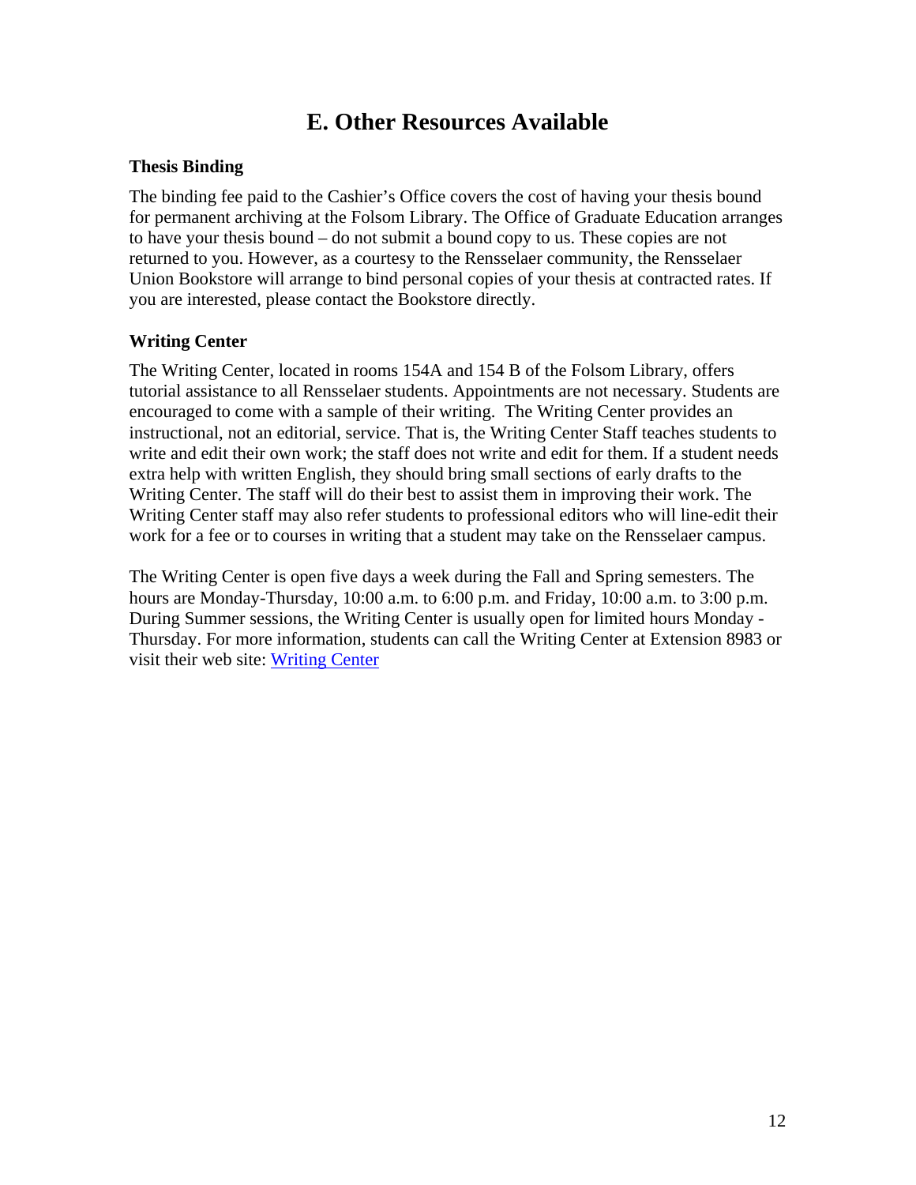# E. Other Resources Available

**Thesis Binding**

The binding fee paid to the Cashier's Office covers the cost of having your thesis bound for permanent archiving at the Folsom Library. The Office of Graduate Education arranges to have your thesis bound – do not submit a bound copy to us. These copies are not returned to you. However, as a courtesy to the Rensselaer community, the Rensselaer Union Bookstore will arrange to bind personal copies of your thesis at contracted rates. If you are interested, please contact the Bookstore directly.

**Writing Center**

The Writing Center, located in rooms 154A and 154 B of the Folsom Library, offers tutorial assistance to all Rensselaer students. Appointments are not necessary. Students are encouraged to come with a sample of their writing. The Writing Center provides an instructional, not an editorial, service. That is, the Writing Center Staff teaches students to write and edit their own work; the staff does not write and edit for them. If a student needs extra help with written English, they should bring small sections of early drafts to the Writing Center. The staff will do their best to assist them in improving their work. The Writing Center staff may also refer students to professional editors who will line-edit their work for a fee or to courses in writing that a student may take on the Rensselaer campus.

The Writing Center is open five days a week during the Fall and Spring semesters. The hours are Monday-Thursday, 10:00 a.m. to 6:00 p.m. and Friday, 10:00 a.m. to 3:00 p.m. During Summer sessions, the Writing Center is usually open for limited hours Monday - Thursday. For more information, students can call the Writing Center at Extension 8983 or visit their web site: Writing Center